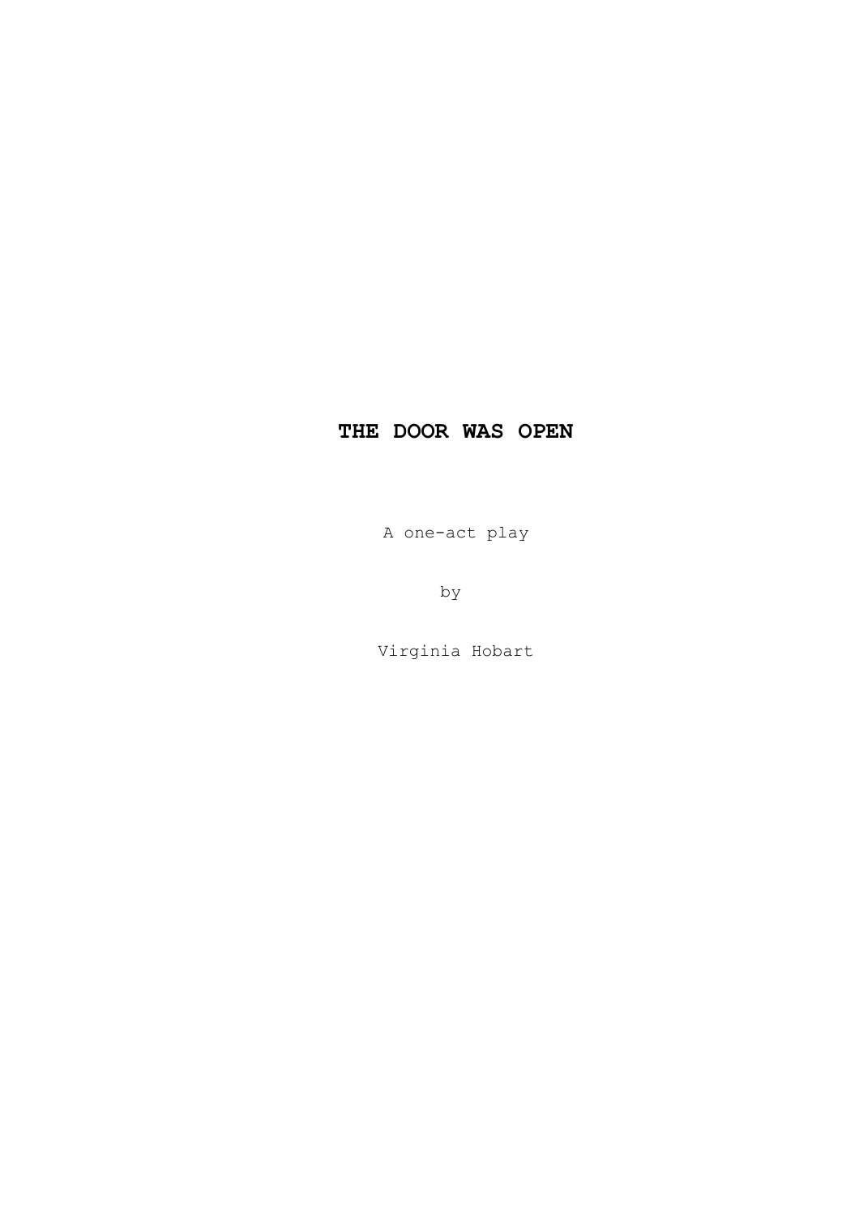# THE DOOR WAS OPEN

A one-act play

by

Virginia Hobart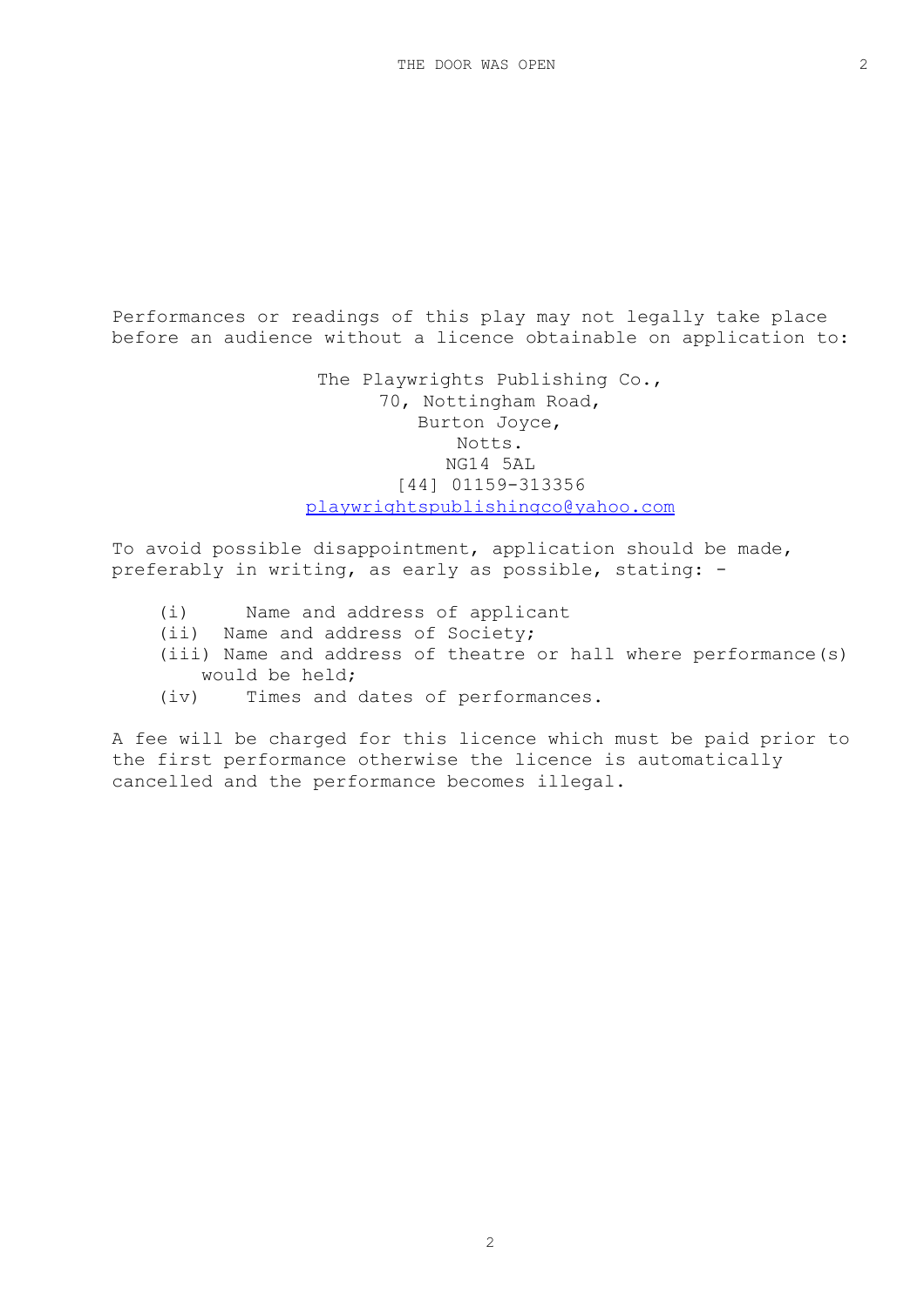Performances or readings of this play may not legally take place before an audience without a licence obtainable on application to:

The Playwrights Publishing Co.,
70, Nottingham Road,
Burton Joyce,
Notts.
NG14 5AL
[44] 01159-313356
playwrightspublishingco@yahoo.com

To avoid possible disappointment, application should be made, preferably in writing, as early as possible, stating: -

- (i) Name and address of applicant
- (ii) Name and address of Society;
- (iii) Name and address of theatre or hall where performance(s) would be held;
- (iv) Times and dates of performances.

A fee will be charged for this licence which must be paid prior to the first performance otherwise the licence is automatically cancelled and the performance becomes illegal.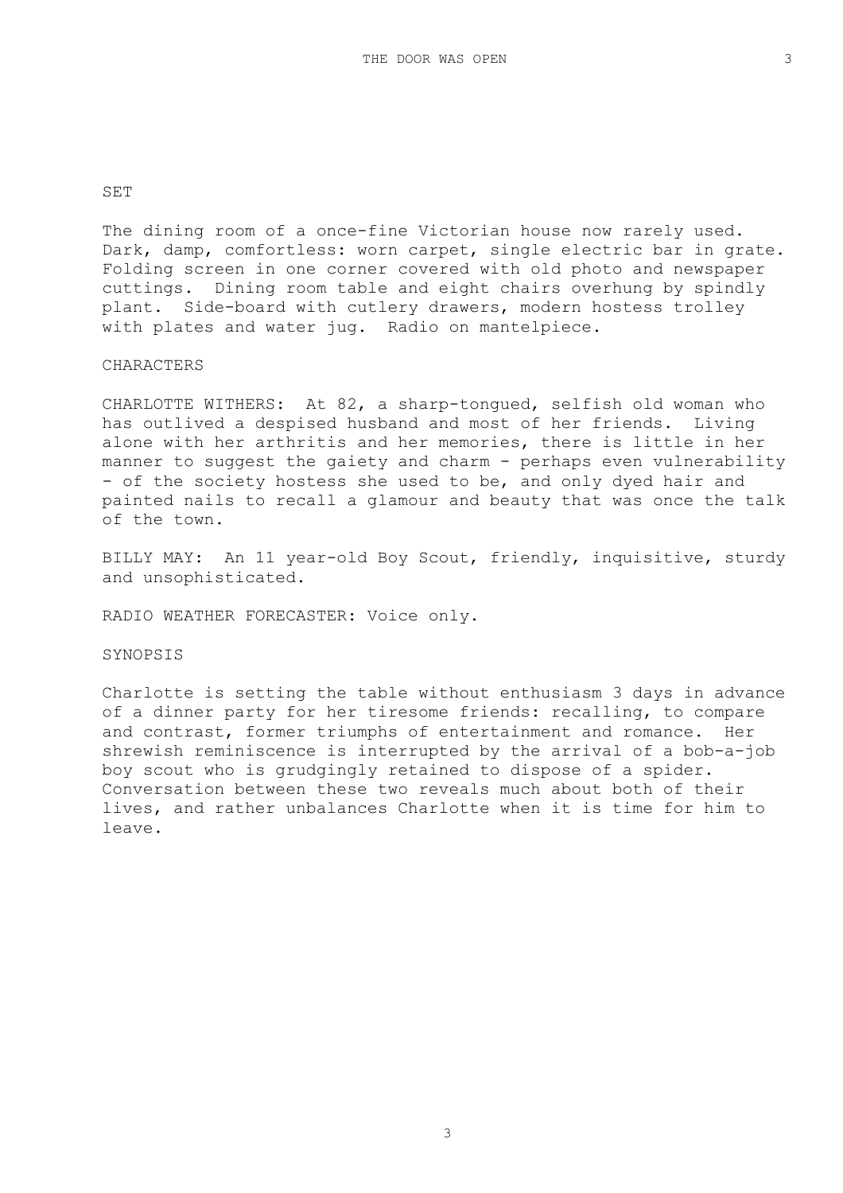## SET

The dining room of a once-fine Victorian house now rarely used. Dark, damp, comfortless: worn carpet, single electric bar in grate. Folding screen in one corner covered with old photo and newspaper cuttings. Dining room table and eight chairs overhung by spindly plant. Side-board with cutlery drawers, modern hostess trolley with plates and water jug. Radio on mantelpiece.

## CHARACTERS

CHARLOTTE WITHERS: At 82, a sharp-tongued, selfish old woman who has outlived a despised husband and most of her friends. Living alone with her arthritis and her memories, there is little in her manner to suggest the gaiety and charm - perhaps even vulnerability - of the society hostess she used to be, and only dyed hair and painted nails to recall a glamour and beauty that was once the talk of the town.

BILLY MAY: An 11 year-old Boy Scout, friendly, inquisitive, sturdy and unsophisticated.

RADIO WEATHER FORECASTER: Voice only.

## SYNOPSIS

Charlotte is setting the table without enthusiasm 3 days in advance of a dinner party for her tiresome friends: recalling, to compare and contrast, former triumphs of entertainment and romance. Her shrewish reminiscence is interrupted by the arrival of a bob-a-job boy scout who is grudgingly retained to dispose of a spider. Conversation between these two reveals much about both of their lives, and rather unbalances Charlotte when it is time for him to leave.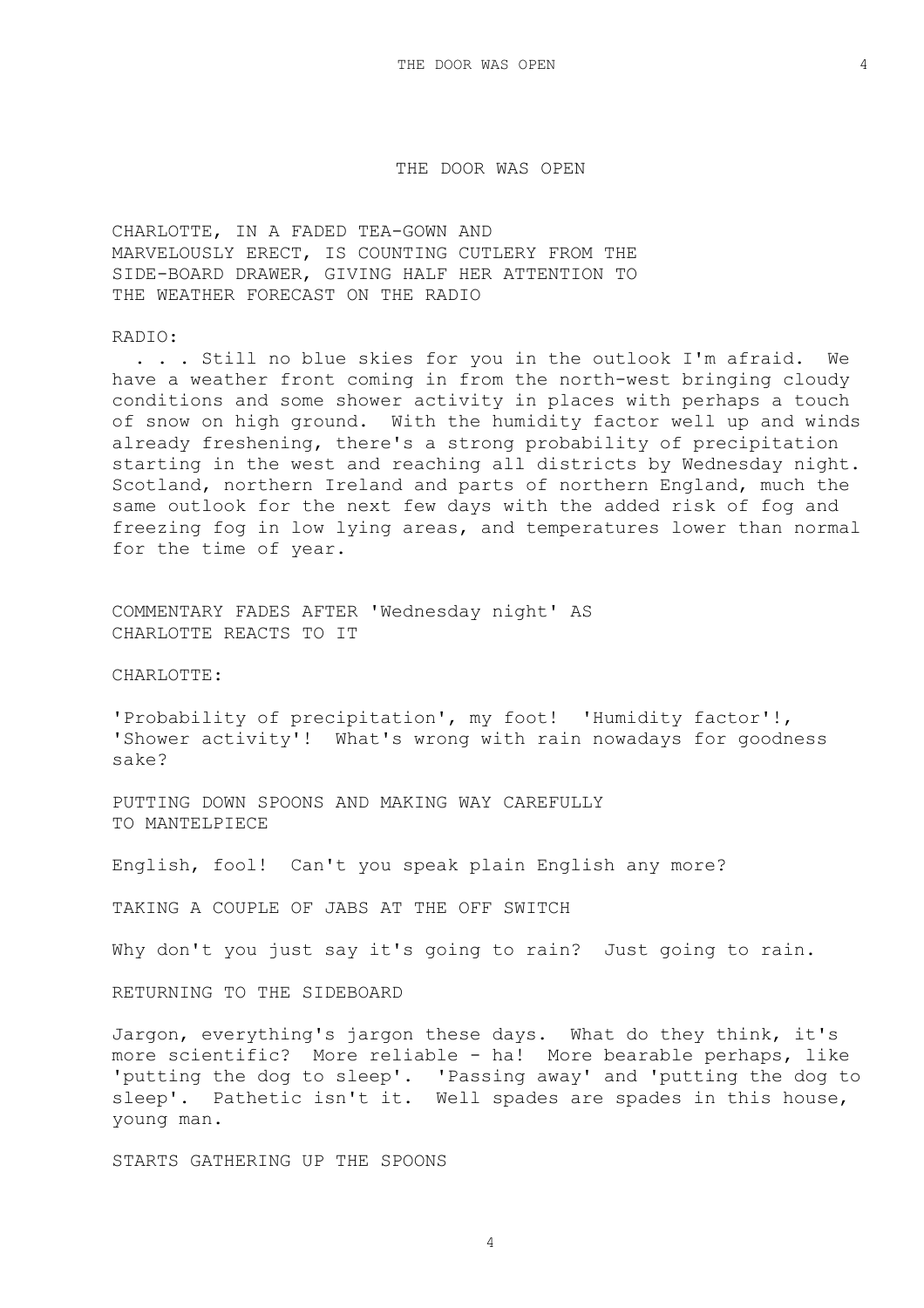# THE DOOR WAS OPEN

CHARLOTTE, IN A FADED TEA-GOWN AND MARVELOUSLY ERECT, IS COUNTING CUTLERY FROM THE SIDE-BOARD DRAWER, GIVING HALF HER ATTENTION TO THE WEATHER FORECAST ON THE RADIO

RADIO:

. . . Still no blue skies for you in the outlook I'm afraid. We have a weather front coming in from the north-west bringing cloudy conditions and some shower activity in places with perhaps a touch of snow on high ground. With the humidity factor well up and winds already freshening, there's a strong probability of precipitation starting in the west and reaching all districts by Wednesday night. Scotland, northern Ireland and parts of northern England, much the same outlook for the next few days with the added risk of fog and freezing fog in low lying areas, and temperatures lower than normal for the time of year.

COMMENTARY FADES AFTER 'Wednesday night' AS CHARLOTTE REACTS TO IT

CHARLOTTE:

'Probability of precipitation', my foot! 'Humidity factor'!, 'Shower activity'! What's wrong with rain nowadays for goodness sake?

PUTTING DOWN SPOONS AND MAKING WAY CAREFULLY TO MANTELPIECE

English, fool! Can't you speak plain English any more?

TAKING A COUPLE OF JABS AT THE OFF SWITCH

Why don't you just say it's going to rain? Just going to rain.

RETURNING TO THE SIDEBOARD

Jargon, everything's jargon these days. What do they think, it's more scientific? More reliable - ha! More bearable perhaps, like 'putting the dog to sleep'. 'Passing away' and 'putting the dog to sleep'. Pathetic isn't it. Well spades are spades in this house, young man.

STARTS GATHERING UP THE SPOONS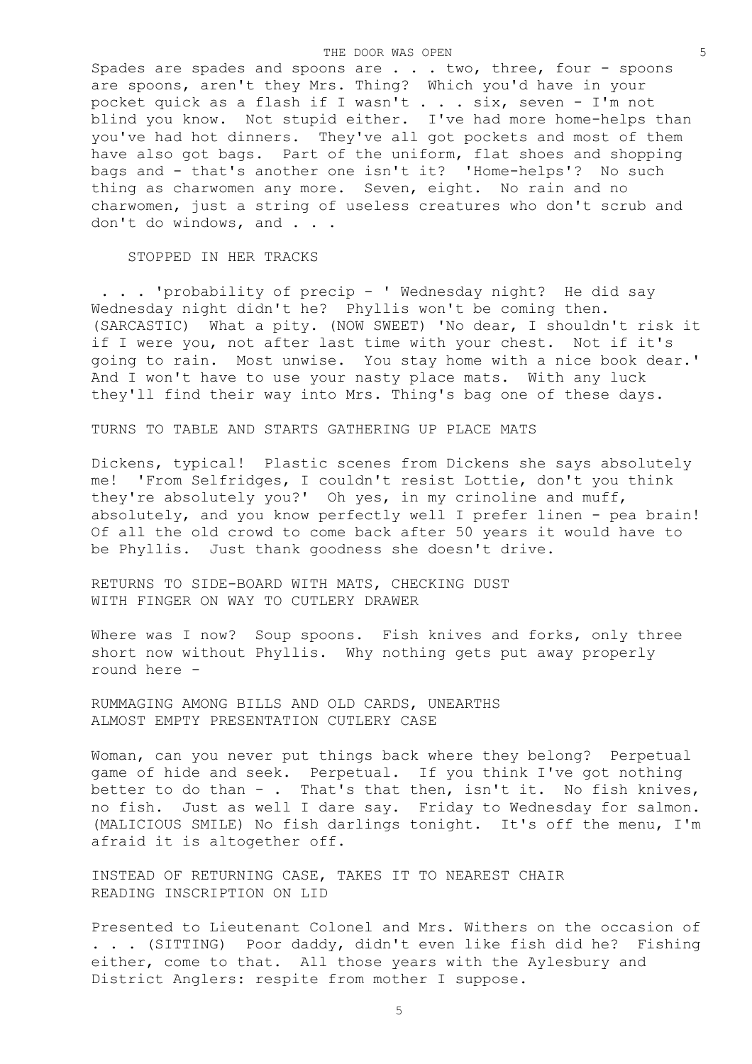Spades are spades and spoons are . . . two, three, four - spoons are spoons, aren't they Mrs. Thing? Which you'd have in your pocket quick as a flash if I wasn't . . . six, seven - I'm not blind you know. Not stupid either. I've had more home-helps than you've had hot dinners. They've all got pockets and most of them have also got bags. Part of the uniform, flat shoes and shopping bags and - that's another one isn't it? 'Home-helps'? No such thing as charwomen any more. Seven, eight. No rain and no charwomen, just a string of useless creatures who don't scrub and don't do windows, and . . .

STOPPED IN HER TRACKS

. . . 'probability of precip - ' Wednesday night? He did say Wednesday night didn't he? Phyllis won't be coming then. (SARCASTIC) What a pity. (NOW SWEET) 'No dear, I shouldn't risk it if I were you, not after last time with your chest. Not if it's going to rain. Most unwise. You stay home with a nice book dear.' And I won't have to use your nasty place mats. With any luck they'll find their way into Mrs. Thing's bag one of these days.

TURNS TO TABLE AND STARTS GATHERING UP PLACE MATS

Dickens, typical! Plastic scenes from Dickens she says absolutely me! 'From Selfridges, I couldn't resist Lottie, don't you think they're absolutely you?' Oh yes, in my crinoline and muff, absolutely, and you know perfectly well I prefer linen - pea brain! Of all the old crowd to come back after 50 years it would have to be Phyllis. Just thank goodness she doesn't drive.

RETURNS TO SIDE-BOARD WITH MATS, CHECKING DUST WITH FINGER ON WAY TO CUTLERY DRAWER

Where was I now? Soup spoons. Fish knives and forks, only three short now without Phyllis. Why nothing gets put away properly round here -

RUMMAGING AMONG BILLS AND OLD CARDS, UNEARTHS ALMOST EMPTY PRESENTATION CUTLERY CASE

Woman, can you never put things back where they belong? Perpetual game of hide and seek. Perpetual. If you think I've got nothing better to do than - . That's that then, isn't it. No fish knives, no fish. Just as well I dare say. Friday to Wednesday for salmon. (MALICIOUS SMILE) No fish darlings tonight. It's off the menu, I'm afraid it is altogether off.

INSTEAD OF RETURNING CASE, TAKES IT TO NEAREST CHAIR READING INSCRIPTION ON LID

Presented to Lieutenant Colonel and Mrs. Withers on the occasion of . . . (SITTING) Poor daddy, didn't even like fish did he? Fishing either, come to that. All those years with the Aylesbury and District Anglers: respite from mother I suppose.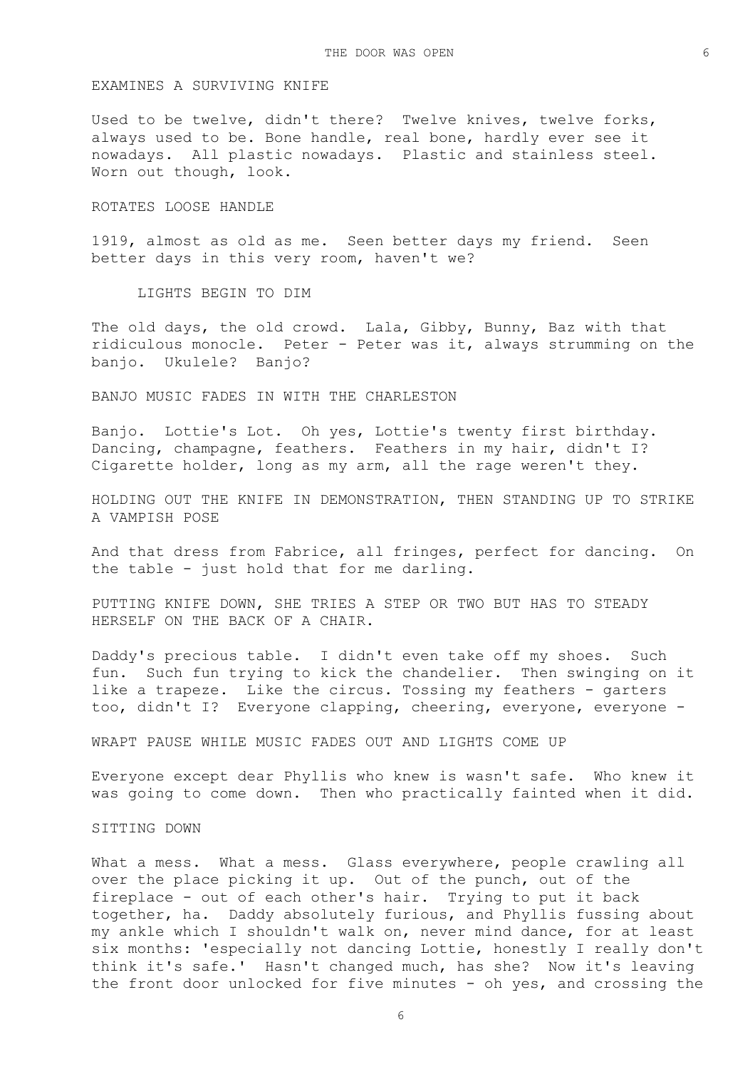EXAMINES A SURVIVING KNIFE

Used to be twelve, didn't there? Twelve knives, twelve forks, always used to be. Bone handle, real bone, hardly ever see it nowadays. All plastic nowadays. Plastic and stainless steel. Worn out though, look.

ROTATES LOOSE HANDLE

1919, almost as old as me. Seen better days my friend. Seen better days in this very room, haven't we?

LIGHTS BEGIN TO DIM

The old days, the old crowd. Lala, Gibby, Bunny, Baz with that ridiculous monocle. Peter - Peter was it, always strumming on the banjo. Ukulele? Banjo?

BANJO MUSIC FADES IN WITH THE CHARLESTON

Banjo. Lottie's Lot. Oh yes, Lottie's twenty first birthday. Dancing, champagne, feathers. Feathers in my hair, didn't I? Cigarette holder, long as my arm, all the rage weren't they.

HOLDING OUT THE KNIFE IN DEMONSTRATION, THEN STANDING UP TO STRIKE A VAMPISH POSE

And that dress from Fabrice, all fringes, perfect for dancing. On the table - just hold that for me darling.

PUTTING KNIFE DOWN, SHE TRIES A STEP OR TWO BUT HAS TO STEADY HERSELF ON THE BACK OF A CHAIR.

Daddy's precious table. I didn't even take off my shoes. Such fun. Such fun trying to kick the chandelier. Then swinging on it like a trapeze. Like the circus. Tossing my feathers - garters too, didn't I? Everyone clapping, cheering, everyone, everyone -

WRAPT PAUSE WHILE MUSIC FADES OUT AND LIGHTS COME UP

Everyone except dear Phyllis who knew is wasn't safe. Who knew it was going to come down. Then who practically fainted when it did.

SITTING DOWN

What a mess. What a mess. Glass everywhere, people crawling all over the place picking it up. Out of the punch, out of the fireplace - out of each other's hair. Trying to put it back together, ha. Daddy absolutely furious, and Phyllis fussing about my ankle which I shouldn't walk on, never mind dance, for at least six months: 'especially not dancing Lottie, honestly I really don't think it's safe.' Hasn't changed much, has she? Now it's leaving the front door unlocked for five minutes - oh yes, and crossing the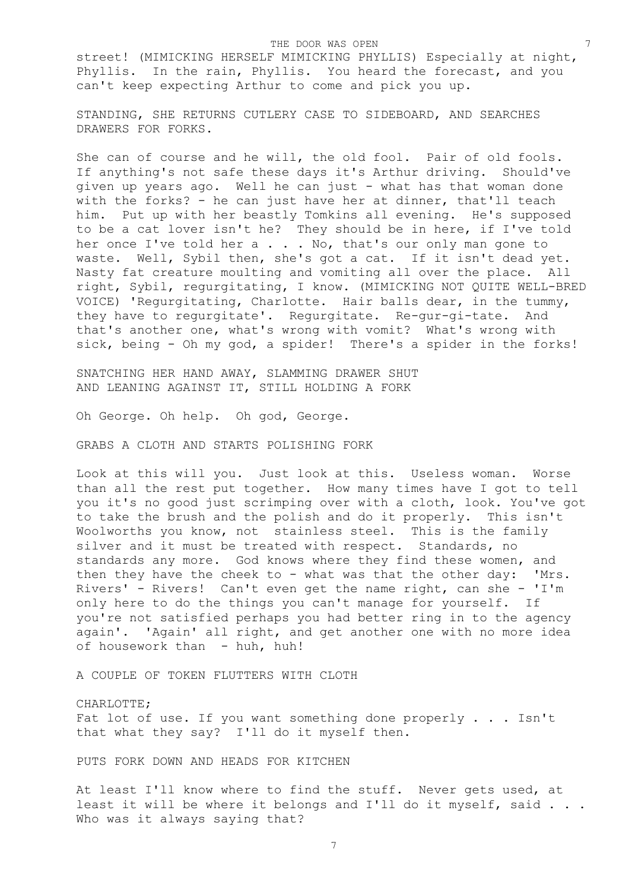street! (MIMICKING HERSELF MIMICKING PHYLLIS) Especially at night, Phyllis. In the rain, Phyllis. You heard the forecast, and you can't keep expecting Arthur to come and pick you up.

STANDING, SHE RETURNS CUTLERY CASE TO SIDEBOARD, AND SEARCHES DRAWERS FOR FORKS.

She can of course and he will, the old fool. Pair of old fools. If anything's not safe these days it's Arthur driving. Should've given up years ago. Well he can just - what has that woman done with the forks? - he can just have her at dinner, that'll teach him. Put up with her beastly Tomkins all evening. He's supposed to be a cat lover isn't he? They should be in here, if I've told her once I've told her a . . . No, that's our only man gone to waste. Well, Sybil then, she's got a cat. If it isn't dead yet. Nasty fat creature moulting and vomiting all over the place. All right, Sybil, regurgitating, I know. (MIMICKING NOT QUITE WELL-BRED VOICE) 'Regurgitating, Charlotte. Hair balls dear, in the tummy, they have to regurgitate'. Regurgitate. Re-gur-gi-tate. And that's another one, what's wrong with vomit? What's wrong with sick, being - Oh my god, a spider! There's a spider in the forks!

SNATCHING HER HAND AWAY, SLAMMING DRAWER SHUT AND LEANING AGAINST IT, STILL HOLDING A FORK

Oh George. Oh help. Oh god, George.

GRABS A CLOTH AND STARTS POLISHING FORK

Look at this will you. Just look at this. Useless woman. Worse than all the rest put together. How many times have I got to tell you it's no good just scrimping over with a cloth, look. You've got to take the brush and the polish and do it properly. This isn't Woolworths you know, not stainless steel. This is the family silver and it must be treated with respect. Standards, no standards any more. God knows where they find these women, and then they have the cheek to - what was that the other day: 'Mrs. Rivers' - Rivers! Can't even get the name right, can she - 'I'm only here to do the things you can't manage for yourself. If you're not satisfied perhaps you had better ring in to the agency again'. 'Again' all right, and get another one with no more idea of housework than - huh, huh!

A COUPLE OF TOKEN FLUTTERS WITH CLOTH

CHARLOTTE;
Fat lot of use. If you want something done properly . . . Isn't that what they say? I'll do it myself then.

PUTS FORK DOWN AND HEADS FOR KITCHEN

At least I'll know where to find the stuff. Never gets used, at least it will be where it belongs and I'll do it myself, said . . . Who was it always saying that?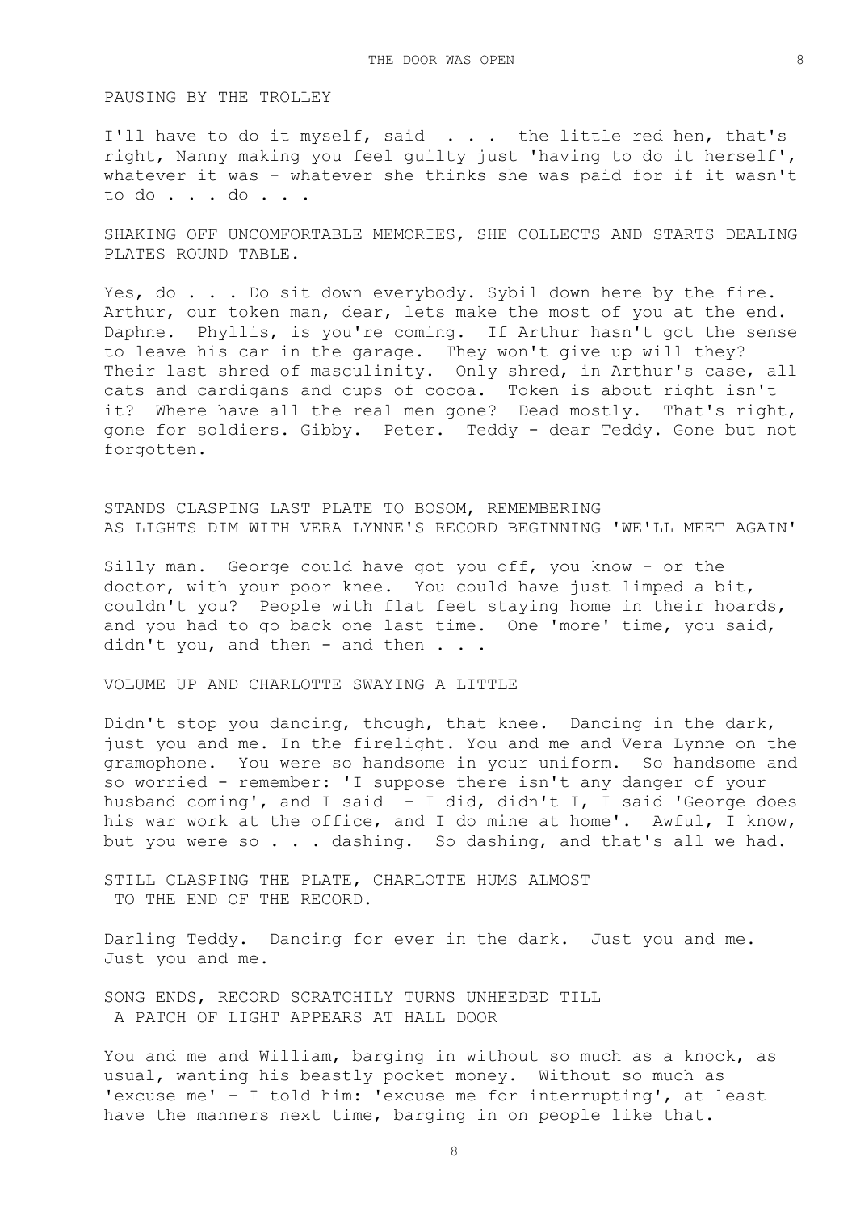PAUSING BY THE TROLLEY

I'll have to do it myself, said . . . the little red hen, that's right, Nanny making you feel guilty just 'having to do it herself', whatever it was - whatever she thinks she was paid for if it wasn't to do . . . do . . .

SHAKING OFF UNCOMFORTABLE MEMORIES, SHE COLLECTS AND STARTS DEALING PLATES ROUND TABLE.

Yes, do . . . Do sit down everybody. Sybil down here by the fire. Arthur, our token man, dear, lets make the most of you at the end. Daphne. Phyllis, is you're coming. If Arthur hasn't got the sense to leave his car in the garage. They won't give up will they? Their last shred of masculinity. Only shred, in Arthur's case, all cats and cardigans and cups of cocoa. Token is about right isn't it? Where have all the real men gone? Dead mostly. That's right, gone for soldiers. Gibby. Peter. Teddy - dear Teddy. Gone but not forgotten.

STANDS CLASPING LAST PLATE TO BOSOM, REMEMBERING
AS LIGHTS DIM WITH VERA LYNNE'S RECORD BEGINNING 'WE'LL MEET AGAIN'

Silly man. George could have got you off, you know - or the doctor, with your poor knee. You could have just limped a bit, couldn't you? People with flat feet staying home in their hoards, and you had to go back one last time. One 'more' time, you said, didn't you, and then - and then . . .

VOLUME UP AND CHARLOTTE SWAYING A LITTLE

Didn't stop you dancing, though, that knee. Dancing in the dark, just you and me. In the firelight. You and me and Vera Lynne on the gramophone. You were so handsome in your uniform. So handsome and so worried - remember: 'I suppose there isn't any danger of your husband coming', and I said - I did, didn't I, I said 'George does his war work at the office, and I do mine at home'. Awful, I know, but you were so . . . dashing. So dashing, and that's all we had.

STILL CLASPING THE PLATE, CHARLOTTE HUMS ALMOST
TO THE END OF THE RECORD.

Darling Teddy. Dancing for ever in the dark. Just you and me. Just you and me.

SONG ENDS, RECORD SCRATCHILY TURNS UNHEEDED TILL
A PATCH OF LIGHT APPEARS AT HALL DOOR

You and me and William, barging in without so much as a knock, as usual, wanting his beastly pocket money. Without so much as 'excuse me' - I told him: 'excuse me for interrupting', at least have the manners next time, barging in on people like that.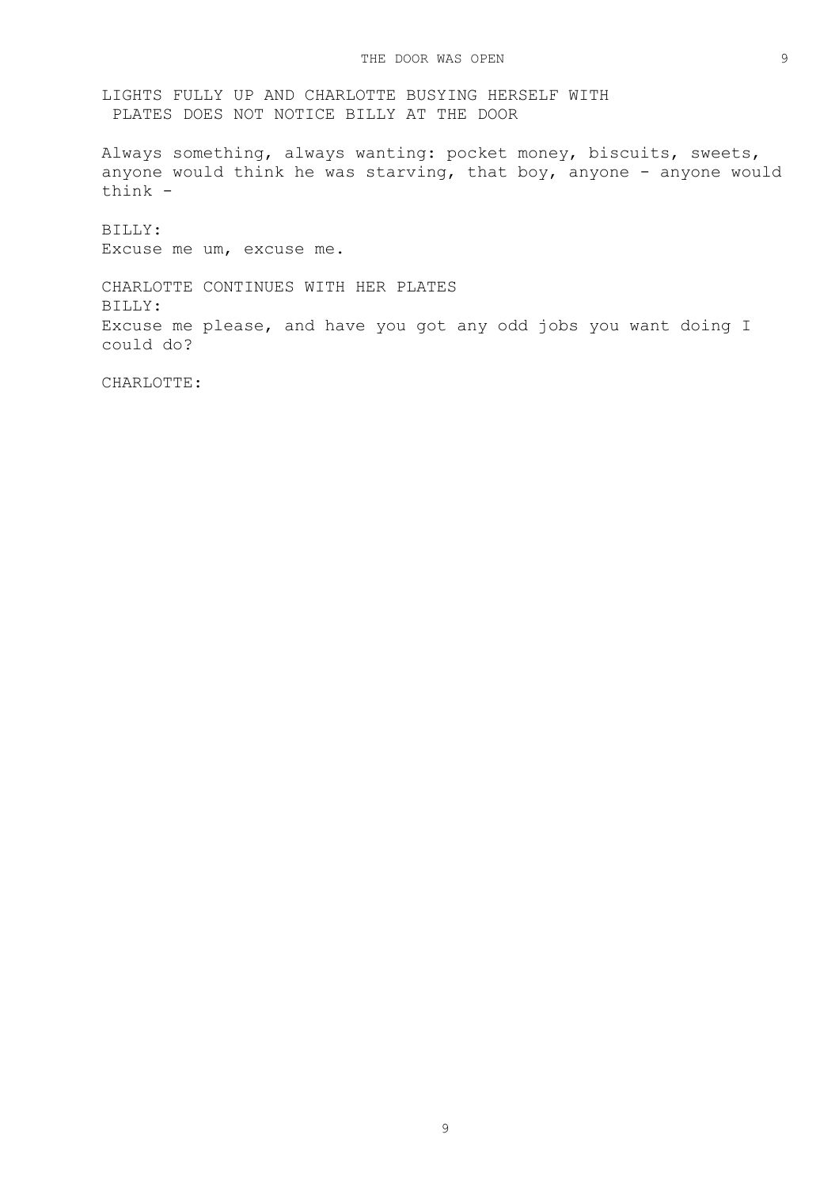LIGHTS FULLY UP AND CHARLOTTE BUSYING HERSELF WITH PLATES DOES NOT NOTICE BILLY AT THE DOOR

Always something, always wanting: pocket money, biscuits, sweets, anyone would think he was starving, that boy, anyone - anyone would think -

BILLY:
Excuse me um, excuse me.

CHARLOTTE CONTINUES WITH HER PLATES

BILLY:
Excuse me please, and have you got any odd jobs you want doing I could do?

CHARLOTTE: